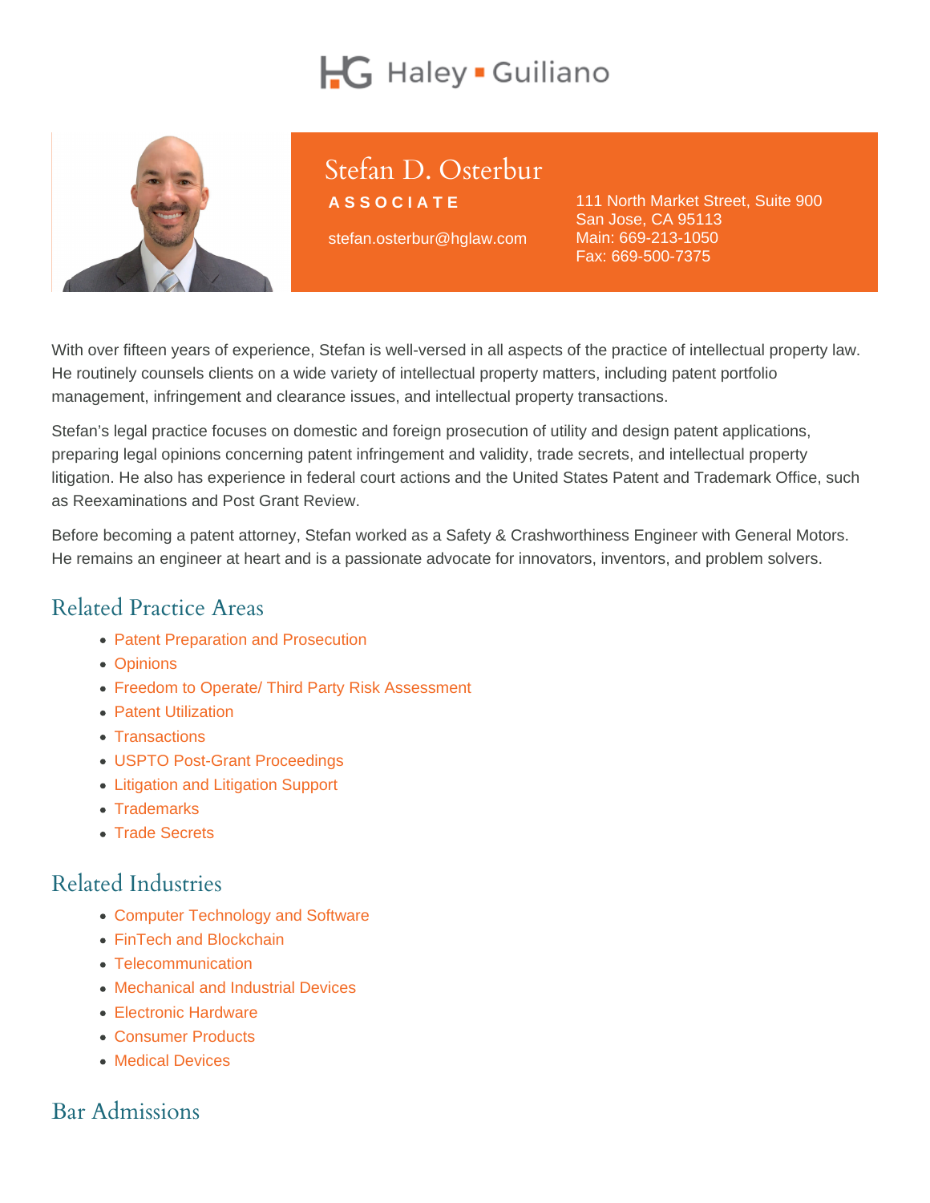Haley ▪ Guiliano

# Stefan D. Osterbur

**ASSOCIATE**

stefan.osterbur@hglaw.com

111 North Market Street, Suite 900
San Jose, CA 95113
Main: 669-213-1050
Fax: 669-500-7375

With over fifteen years of experience, Stefan is well-versed in all aspects of the practice of intellectual property law. He routinely counsels clients on a wide variety of intellectual property matters, including patent portfolio management, infringement and clearance issues, and intellectual property transactions.

Stefan's legal practice focuses on domestic and foreign prosecution of utility and design patent applications, preparing legal opinions concerning patent infringement and validity, trade secrets, and intellectual property litigation. He also has experience in federal court actions and the United States Patent and Trademark Office, such as Reexaminations and Post Grant Review.

Before becoming a patent attorney, Stefan worked as a Safety & Crashworthiness Engineer with General Motors. He remains an engineer at heart and is a passionate advocate for innovators, inventors, and problem solvers.

## Related Practice Areas

- Patent Preparation and Prosecution
- Opinions
- Freedom to Operate/ Third Party Risk Assessment
- Patent Utilization
- Transactions
- USPTO Post-Grant Proceedings
- Litigation and Litigation Support
- Trademarks
- Trade Secrets

## Related Industries

- Computer Technology and Software
- FinTech and Blockchain
- Telecommunication
- Mechanical and Industrial Devices
- Electronic Hardware
- Consumer Products
- Medical Devices

## Bar Admissions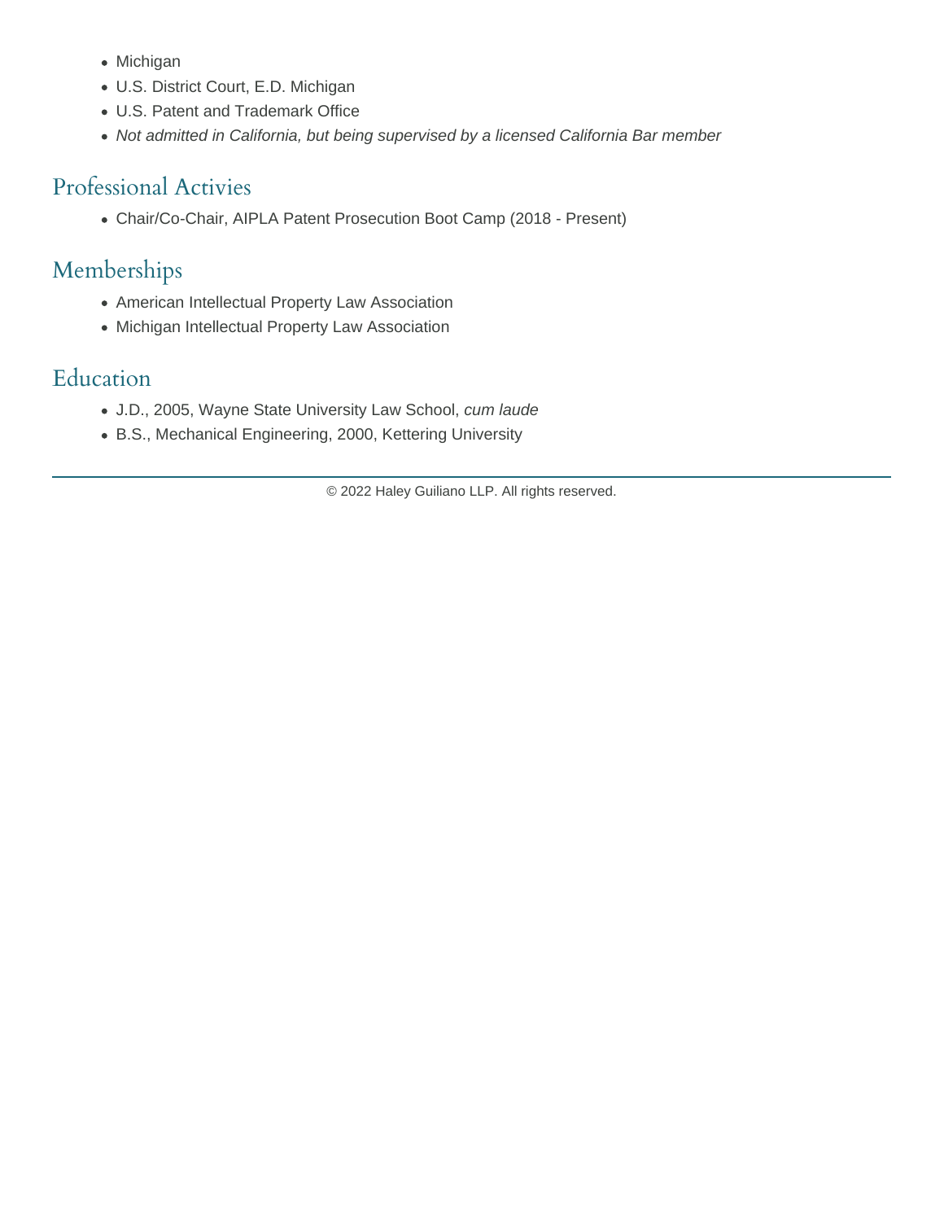- Michigan
- U.S. District Court, E.D. Michigan
- U.S. Patent and Trademark Office
- *Not admitted in California, but being supervised by a licensed California Bar member*

## Professional Activies

- Chair/Co-Chair, AIPLA Patent Prosecution Boot Camp (2018 - Present)

## Memberships

- American Intellectual Property Law Association
- Michigan Intellectual Property Law Association

## Education

- J.D., 2005, Wayne State University Law School, *cum laude*
- B.S., Mechanical Engineering, 2000, Kettering University

---

© 2022 Haley Guiliano LLP. All rights reserved.